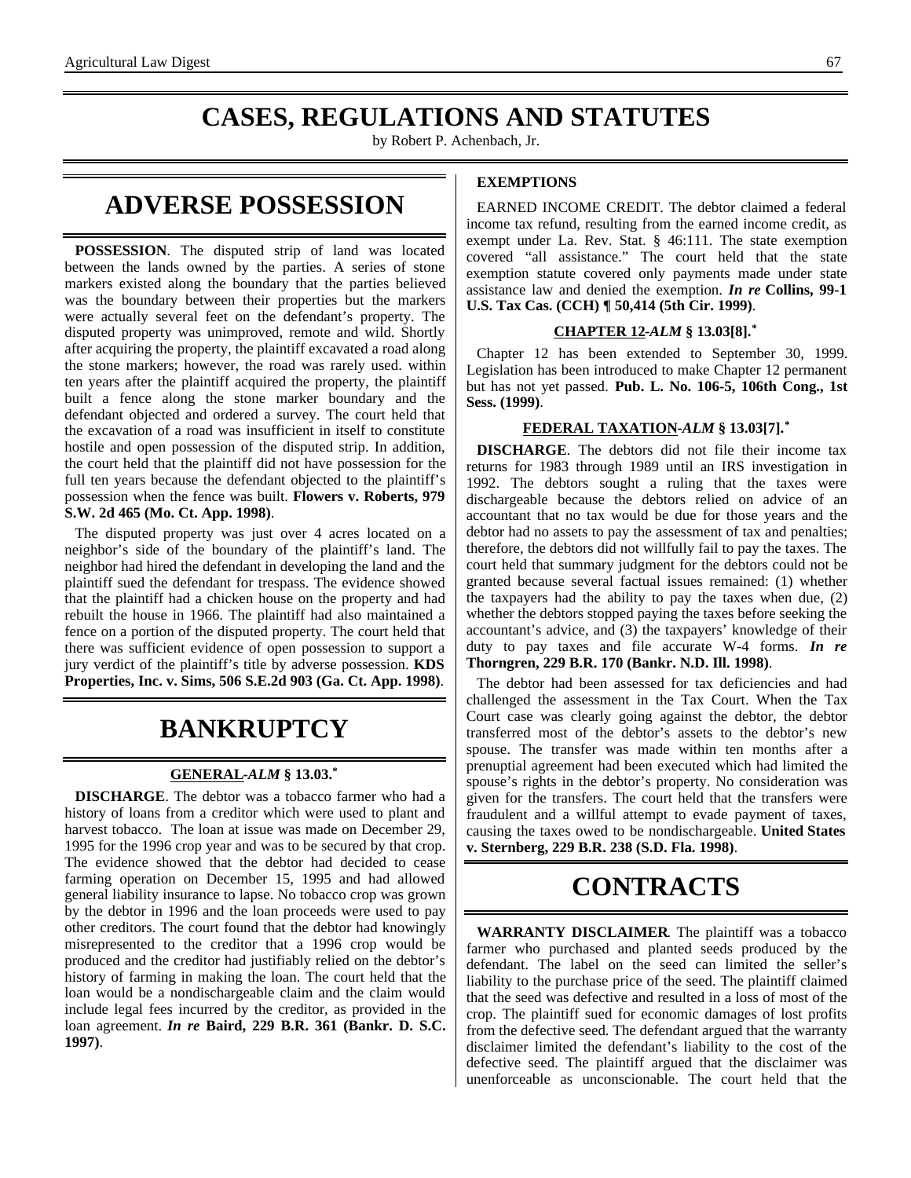# CASES, REGULATIONS AND STATUTES

by Robert P. Achenbach, Jr.

## ADVERSE POSSESSION

**POSSESSION**. The disputed strip of land was located between the lands owned by the parties. A series of stone markers existed along the boundary that the parties believed was the boundary between their properties but the markers were actually several feet on the defendant's property. The disputed property was unimproved, remote and wild. Shortly after acquiring the property, the plaintiff excavated a road along the stone markers; however, the road was rarely used. within ten years after the plaintiff acquired the property, the plaintiff built a fence along the stone marker boundary and the defendant objected and ordered a survey. The court held that the excavation of a road was insufficient in itself to constitute hostile and open possession of the disputed strip. In addition, the court held that the plaintiff did not have possession for the full ten years because the defendant objected to the plaintiff's possession when the fence was built. **Flowers v. Roberts, 979 S.W. 2d 465 (Mo. Ct. App. 1998)**.

The disputed property was just over 4 acres located on a neighbor's side of the boundary of the plaintiff's land. The neighbor had hired the defendant in developing the land and the plaintiff sued the defendant for trespass. The evidence showed that the plaintiff had a chicken house on the property and had rebuilt the house in 1966. The plaintiff had also maintained a fence on a portion of the disputed property. The court held that there was sufficient evidence of open possession to support a jury verdict of the plaintiff's title by adverse possession. **KDS Properties, Inc. v. Sims, 506 S.E.2d 903 (Ga. Ct. App. 1998)**.

## BANKRUPTCY

### GENERAL-*ALM* § 13.03.*

**DISCHARGE**. The debtor was a tobacco farmer who had a history of loans from a creditor which were used to plant and harvest tobacco. The loan at issue was made on December 29, 1995 for the 1996 crop year and was to be secured by that crop. The evidence showed that the debtor had decided to cease farming operation on December 15, 1995 and had allowed general liability insurance to lapse. No tobacco crop was grown by the debtor in 1996 and the loan proceeds were used to pay other creditors. The court found that the debtor had knowingly misrepresented to the creditor that a 1996 crop would be produced and the creditor had justifiably relied on the debtor's history of farming in making the loan. The court held that the loan would be a nondischargeable claim and the claim would include legal fees incurred by the creditor, as provided in the loan agreement. ***In re* Baird, 229 B.R. 361 (Bankr. D. S.C. 1997)**.

### EXEMPTIONS

EARNED INCOME CREDIT. The debtor claimed a federal income tax refund, resulting from the earned income credit, as exempt under La. Rev. Stat. § 46:111. The state exemption covered "all assistance." The court held that the state exemption statute covered only payments made under state assistance law and denied the exemption. ***In re* Collins, 99-1 U.S. Tax Cas. (CCH) ¶ 50,414 (5th Cir. 1999)**.

### CHAPTER 12-*ALM* § 13.03[8].*

Chapter 12 has been extended to September 30, 1999. Legislation has been introduced to make Chapter 12 permanent but has not yet passed. **Pub. L. No. 106-5, 106th Cong., 1st Sess. (1999)**.

### FEDERAL TAXATION-*ALM* § 13.03[7].*

**DISCHARGE**. The debtors did not file their income tax returns for 1983 through 1989 until an IRS investigation in 1992. The debtors sought a ruling that the taxes were dischargeable because the debtors relied on advice of an accountant that no tax would be due for those years and the debtor had no assets to pay the assessment of tax and penalties; therefore, the debtors did not willfully fail to pay the taxes. The court held that summary judgment for the debtors could not be granted because several factual issues remained: (1) whether the taxpayers had the ability to pay the taxes when due, (2) whether the debtors stopped paying the taxes before seeking the accountant's advice, and (3) the taxpayers' knowledge of their duty to pay taxes and file accurate W-4 forms. ***In re* Thorngren, 229 B.R. 170 (Bankr. N.D. Ill. 1998)**.

The debtor had been assessed for tax deficiencies and had challenged the assessment in the Tax Court. When the Tax Court case was clearly going against the debtor, the debtor transferred most of the debtor's assets to the debtor's new spouse. The transfer was made within ten months after a prenuptial agreement had been executed which had limited the spouse's rights in the debtor's property. No consideration was given for the transfers. The court held that the transfers were fraudulent and a willful attempt to evade payment of taxes, causing the taxes owed to be nondischargeable. **United States v. Sternberg, 229 B.R. 238 (S.D. Fla. 1998)**.

## CONTRACTS

**WARRANTY DISCLAIMER**. The plaintiff was a tobacco farmer who purchased and planted seeds produced by the defendant. The label on the seed can limited the seller's liability to the purchase price of the seed. The plaintiff claimed that the seed was defective and resulted in a loss of most of the crop. The plaintiff sued for economic damages of lost profits from the defective seed. The defendant argued that the warranty disclaimer limited the defendant's liability to the cost of the defective seed. The plaintiff argued that the disclaimer was unenforceable as unconscionable. The court held that the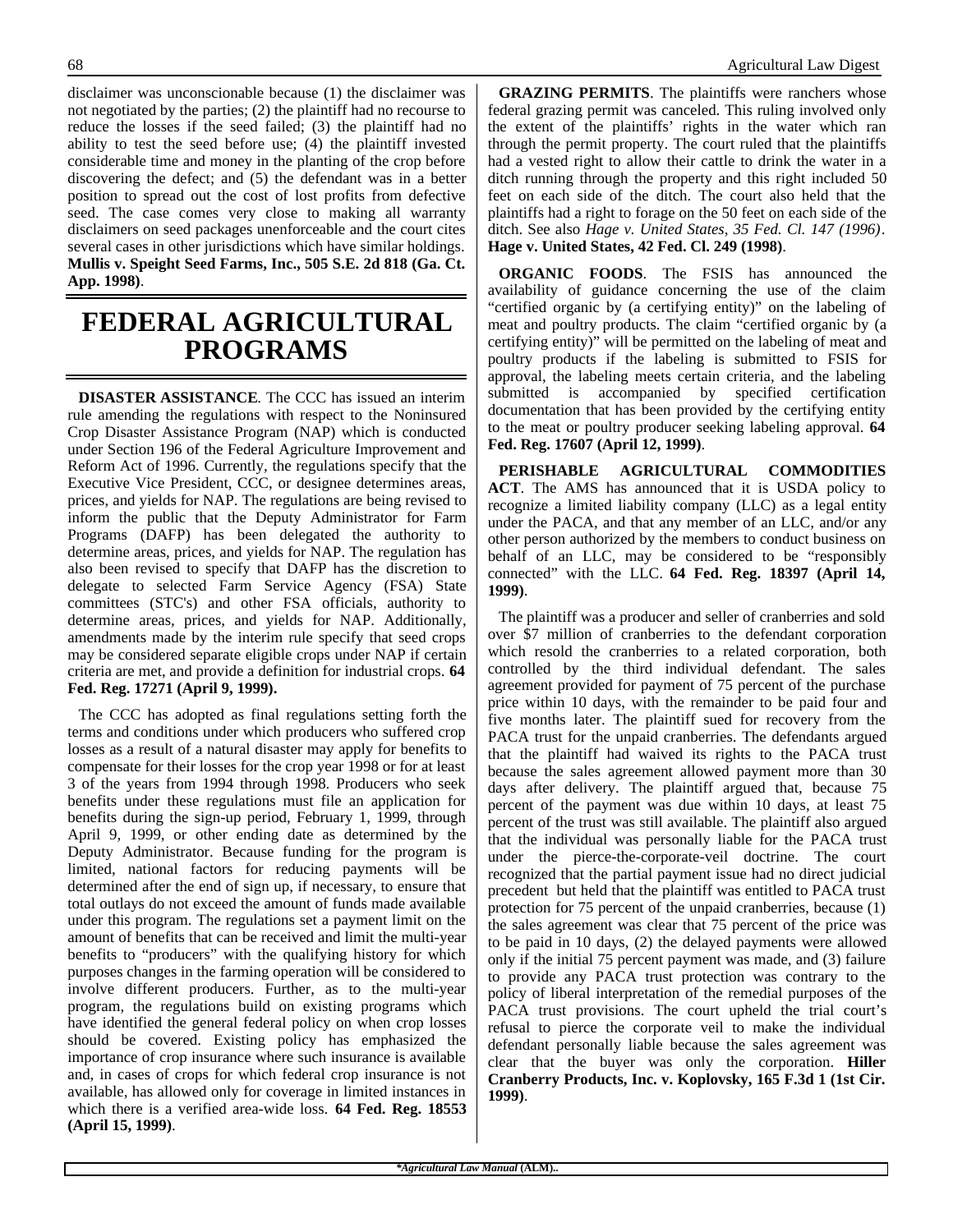disclaimer was unconscionable because (1) the disclaimer was not negotiated by the parties; (2) the plaintiff had no recourse to reduce the losses if the seed failed; (3) the plaintiff had no ability to test the seed before use; (4) the plaintiff invested considerable time and money in the planting of the crop before discovering the defect; and (5) the defendant was in a better position to spread out the cost of lost profits from defective seed. The case comes very close to making all warranty disclaimers on seed packages unenforceable and the court cites several cases in other jurisdictions which have similar holdings. **Mullis v. Speight Seed Farms, Inc., 505 S.E. 2d 818 (Ga. Ct. App. 1998)**.

# FEDERAL AGRICULTURAL PROGRAMS

**DISASTER ASSISTANCE**. The CCC has issued an interim rule amending the regulations with respect to the Noninsured Crop Disaster Assistance Program (NAP) which is conducted under Section 196 of the Federal Agriculture Improvement and Reform Act of 1996. Currently, the regulations specify that the Executive Vice President, CCC, or designee determines areas, prices, and yields for NAP. The regulations are being revised to inform the public that the Deputy Administrator for Farm Programs (DAFP) has been delegated the authority to determine areas, prices, and yields for NAP. The regulation has also been revised to specify that DAFP has the discretion to delegate to selected Farm Service Agency (FSA) State committees (STC's) and other FSA officials, authority to determine areas, prices, and yields for NAP. Additionally, amendments made by the interim rule specify that seed crops may be considered separate eligible crops under NAP if certain criteria are met, and provide a definition for industrial crops. **64 Fed. Reg. 17271 (April 9, 1999).**

The CCC has adopted as final regulations setting forth the terms and conditions under which producers who suffered crop losses as a result of a natural disaster may apply for benefits to compensate for their losses for the crop year 1998 or for at least 3 of the years from 1994 through 1998. Producers who seek benefits under these regulations must file an application for benefits during the sign-up period, February 1, 1999, through April 9, 1999, or other ending date as determined by the Deputy Administrator. Because funding for the program is limited, national factors for reducing payments will be determined after the end of sign up, if necessary, to ensure that total outlays do not exceed the amount of funds made available under this program. The regulations set a payment limit on the amount of benefits that can be received and limit the multi-year benefits to "producers" with the qualifying history for which purposes changes in the farming operation will be considered to involve different producers. Further, as to the multi-year program, the regulations build on existing programs which have identified the general federal policy on when crop losses should be covered. Existing policy has emphasized the importance of crop insurance where such insurance is available and, in cases of crops for which federal crop insurance is not available, has allowed only for coverage in limited instances in which there is a verified area-wide loss. **64 Fed. Reg. 18553 (April 15, 1999)**.

**GRAZING PERMITS**. The plaintiffs were ranchers whose federal grazing permit was canceled. This ruling involved only the extent of the plaintiffs' rights in the water which ran through the permit property. The court ruled that the plaintiffs had a vested right to allow their cattle to drink the water in a ditch running through the property and this right included 50 feet on each side of the ditch. The court also held that the plaintiffs had a right to forage on the 50 feet on each side of the ditch. See also *Hage v. United States, 35 Fed. Cl. 147 (1996)*. **Hage v. United States, 42 Fed. Cl. 249 (1998)**.

**ORGANIC FOODS**. The FSIS has announced the availability of guidance concerning the use of the claim "certified organic by (a certifying entity)" on the labeling of meat and poultry products. The claim "certified organic by (a certifying entity)" will be permitted on the labeling of meat and poultry products if the labeling is submitted to FSIS for approval, the labeling meets certain criteria, and the labeling submitted is accompanied by specified certification documentation that has been provided by the certifying entity to the meat or poultry producer seeking labeling approval. **64 Fed. Reg. 17607 (April 12, 1999)**.

**PERISHABLE AGRICULTURAL COMMODITIES ACT**. The AMS has announced that it is USDA policy to recognize a limited liability company (LLC) as a legal entity under the PACA, and that any member of an LLC, and/or any other person authorized by the members to conduct business on behalf of an LLC, may be considered to be "responsibly connected" with the LLC. **64 Fed. Reg. 18397 (April 14, 1999)**.

The plaintiff was a producer and seller of cranberries and sold over $7 million of cranberries to the defendant corporation which resold the cranberries to a related corporation, both controlled by the third individual defendant. The sales agreement provided for payment of 75 percent of the purchase price within 10 days, with the remainder to be paid four and five months later. The plaintiff sued for recovery from the PACA trust for the unpaid cranberries. The defendants argued that the plaintiff had waived its rights to the PACA trust because the sales agreement allowed payment more than 30 days after delivery. The plaintiff argued that, because 75 percent of the payment was due within 10 days, at least 75 percent of the trust was still available. The plaintiff also argued that the individual was personally liable for the PACA trust under the pierce-the-corporate-veil doctrine. The court recognized that the partial payment issue had no direct judicial precedent but held that the plaintiff was entitled to PACA trust protection for 75 percent of the unpaid cranberries, because (1) the sales agreement was clear that 75 percent of the price was to be paid in 10 days, (2) the delayed payments were allowed only if the initial 75 percent payment was made, and (3) failure to provide any PACA trust protection was contrary to the policy of liberal interpretation of the remedial purposes of the PACA trust provisions. The court upheld the trial court's refusal to pierce the corporate veil to make the individual defendant personally liable because the sales agreement was clear that the buyer was only the corporation. **Hiller Cranberry Products, Inc. v. Koplovsky, 165 F.3d 1 (1st Cir. 1999)**.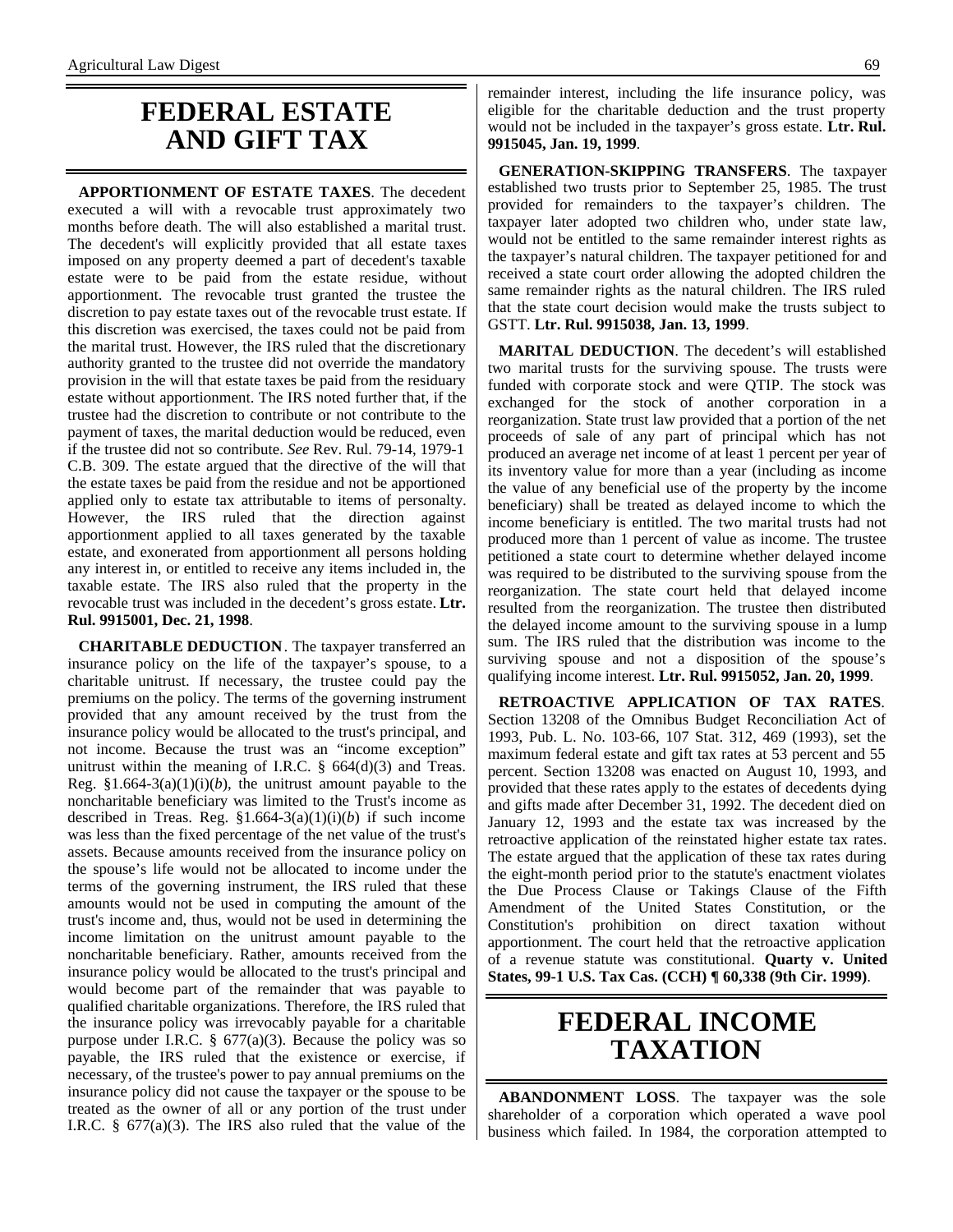# FEDERAL ESTATE AND GIFT TAX

**APPORTIONMENT OF ESTATE TAXES**. The decedent executed a will with a revocable trust approximately two months before death. The will also established a marital trust. The decedent's will explicitly provided that all estate taxes imposed on any property deemed a part of decedent's taxable estate were to be paid from the estate residue, without apportionment. The revocable trust granted the trustee the discretion to pay estate taxes out of the revocable trust estate. If this discretion was exercised, the taxes could not be paid from the marital trust. However, the IRS ruled that the discretionary authority granted to the trustee did not override the mandatory provision in the will that estate taxes be paid from the residuary estate without apportionment. The IRS noted further that, if the trustee had the discretion to contribute or not contribute to the payment of taxes, the marital deduction would be reduced, even if the trustee did not so contribute. *See* Rev. Rul. 79-14, 1979-1 C.B. 309. The estate argued that the directive of the will that the estate taxes be paid from the residue and not be apportioned applied only to estate tax attributable to items of personalty. However, the IRS ruled that the direction against apportionment applied to all taxes generated by the taxable estate, and exonerated from apportionment all persons holding any interest in, or entitled to receive any items included in, the taxable estate. The IRS also ruled that the property in the revocable trust was included in the decedent's gross estate. **Ltr. Rul. 9915001, Dec. 21, 1998**.

**CHARITABLE DEDUCTION**. The taxpayer transferred an insurance policy on the life of the taxpayer's spouse, to a charitable unitrust. If necessary, the trustee could pay the premiums on the policy. The terms of the governing instrument provided that any amount received by the trust from the insurance policy would be allocated to the trust's principal, and not income. Because the trust was an "income exception" unitrust within the meaning of I.R.C. § 664(d)(3) and Treas. Reg. §1.664-3(a)(1)(i)(*b*), the unitrust amount payable to the noncharitable beneficiary was limited to the Trust's income as described in Treas. Reg. §1.664-3(a)(1)(i)(*b*) if such income was less than the fixed percentage of the net value of the trust's assets. Because amounts received from the insurance policy on the spouse's life would not be allocated to income under the terms of the governing instrument, the IRS ruled that these amounts would not be used in computing the amount of the trust's income and, thus, would not be used in determining the income limitation on the unitrust amount payable to the noncharitable beneficiary. Rather, amounts received from the insurance policy would be allocated to the trust's principal and would become part of the remainder that was payable to qualified charitable organizations. Therefore, the IRS ruled that the insurance policy was irrevocably payable for a charitable purpose under I.R.C. § 677(a)(3). Because the policy was so payable, the IRS ruled that the existence or exercise, if necessary, of the trustee's power to pay annual premiums on the insurance policy did not cause the taxpayer or the spouse to be treated as the owner of all or any portion of the trust under I.R.C. § 677(a)(3). The IRS also ruled that the value of the remainder interest, including the life insurance policy, was eligible for the charitable deduction and the trust property would not be included in the taxpayer's gross estate. **Ltr. Rul. 9915045, Jan. 19, 1999**.

**GENERATION-SKIPPING TRANSFERS**. The taxpayer established two trusts prior to September 25, 1985. The trust provided for remainders to the taxpayer's children. The taxpayer later adopted two children who, under state law, would not be entitled to the same remainder interest rights as the taxpayer's natural children. The taxpayer petitioned for and received a state court order allowing the adopted children the same remainder rights as the natural children. The IRS ruled that the state court decision would make the trusts subject to GSTT. **Ltr. Rul. 9915038, Jan. 13, 1999**.

**MARITAL DEDUCTION**. The decedent's will established two marital trusts for the surviving spouse. The trusts were funded with corporate stock and were QTIP. The stock was exchanged for the stock of another corporation in a reorganization. State trust law provided that a portion of the net proceeds of sale of any part of principal which has not produced an average net income of at least 1 percent per year of its inventory value for more than a year (including as income the value of any beneficial use of the property by the income beneficiary) shall be treated as delayed income to which the income beneficiary is entitled. The two marital trusts had not produced more than 1 percent of value as income. The trustee petitioned a state court to determine whether delayed income was required to be distributed to the surviving spouse from the reorganization. The state court held that delayed income resulted from the reorganization. The trustee then distributed the delayed income amount to the surviving spouse in a lump sum. The IRS ruled that the distribution was income to the surviving spouse and not a disposition of the spouse's qualifying income interest. **Ltr. Rul. 9915052, Jan. 20, 1999**.

**RETROACTIVE APPLICATION OF TAX RATES**. Section 13208 of the Omnibus Budget Reconciliation Act of 1993, Pub. L. No. 103-66, 107 Stat. 312, 469 (1993), set the maximum federal estate and gift tax rates at 53 percent and 55 percent. Section 13208 was enacted on August 10, 1993, and provided that these rates apply to the estates of decedents dying and gifts made after December 31, 1992. The decedent died on January 12, 1993 and the estate tax was increased by the retroactive application of the reinstated higher estate tax rates. The estate argued that the application of these tax rates during the eight-month period prior to the statute's enactment violates the Due Process Clause or Takings Clause of the Fifth Amendment of the United States Constitution, or the Constitution's prohibition on direct taxation without apportionment. The court held that the retroactive application of a revenue statute was constitutional. **Quarty v. United States, 99-1 U.S. Tax Cas. (CCH) ¶ 60,338 (9th Cir. 1999)**.

# FEDERAL INCOME TAXATION

**ABANDONMENT LOSS**. The taxpayer was the sole shareholder of a corporation which operated a wave pool business which failed. In 1984, the corporation attempted to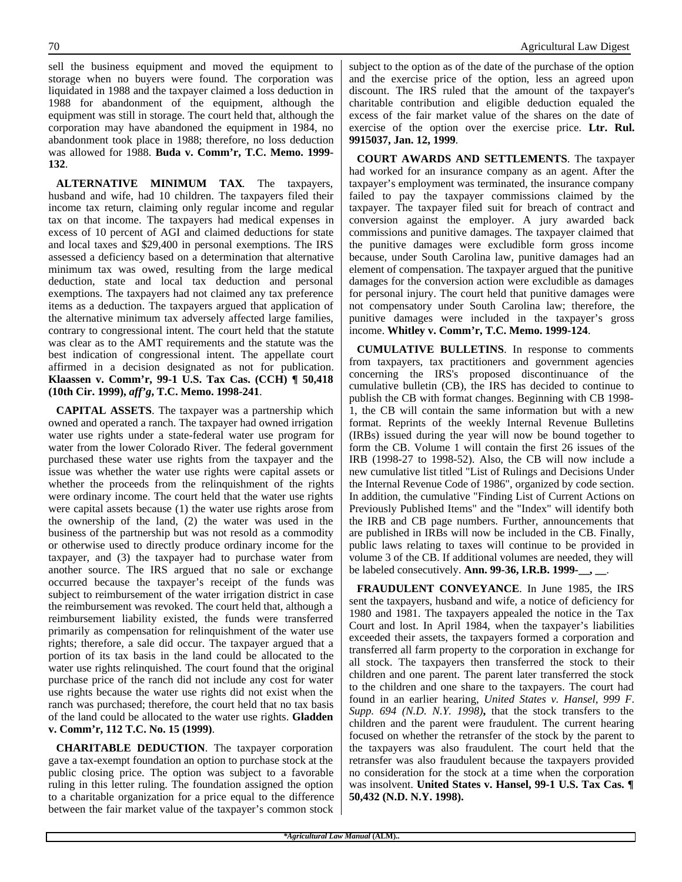sell the business equipment and moved the equipment to storage when no buyers were found. The corporation was liquidated in 1988 and the taxpayer claimed a loss deduction in 1988 for abandonment of the equipment, although the equipment was still in storage. The court held that, although the corporation may have abandoned the equipment in 1984, no abandonment took place in 1988; therefore, no loss deduction was allowed for 1988. **Buda v. Comm'r, T.C. Memo. 1999-132**.

**ALTERNATIVE MINIMUM TAX**. The taxpayers, husband and wife, had 10 children. The taxpayers filed their income tax return, claiming only regular income and regular tax on that income. The taxpayers had medical expenses in excess of 10 percent of AGI and claimed deductions for state and local taxes and $29,400 in personal exemptions. The IRS assessed a deficiency based on a determination that alternative minimum tax was owed, resulting from the large medical deduction, state and local tax deduction and personal exemptions. The taxpayers had not claimed any tax preference items as a deduction. The taxpayers argued that application of the alternative minimum tax adversely affected large families, contrary to congressional intent. The court held that the statute was clear as to the AMT requirements and the statute was the best indication of congressional intent. The appellate court affirmed in a decision designated as not for publication. **Klaassen v. Comm'r, 99-1 U.S. Tax Cas. (CCH) ¶ 50,418 (10th Cir. 1999),** ***aff'g*****, T.C. Memo. 1998-241**.

**CAPITAL ASSETS**. The taxpayer was a partnership which owned and operated a ranch. The taxpayer had owned irrigation water use rights under a state-federal water use program for water from the lower Colorado River. The federal government purchased these water use rights from the taxpayer and the issue was whether the water use rights were capital assets or whether the proceeds from the relinquishment of the rights were ordinary income. The court held that the water use rights were capital assets because (1) the water use rights arose from the ownership of the land, (2) the water was used in the business of the partnership but was not resold as a commodity or otherwise used to directly produce ordinary income for the taxpayer, and (3) the taxpayer had to purchase water from another source. The IRS argued that no sale or exchange occurred because the taxpayer's receipt of the funds was subject to reimbursement of the water irrigation district in case the reimbursement was revoked. The court held that, although a reimbursement liability existed, the funds were transferred primarily as compensation for relinquishment of the water use rights; therefore, a sale did occur. The taxpayer argued that a portion of its tax basis in the land could be allocated to the water use rights relinquished. The court found that the original purchase price of the ranch did not include any cost for water use rights because the water use rights did not exist when the ranch was purchased; therefore, the court held that no tax basis of the land could be allocated to the water use rights. **Gladden v. Comm'r, 112 T.C. No. 15 (1999)**.

**CHARITABLE DEDUCTION**. The taxpayer corporation gave a tax-exempt foundation an option to purchase stock at the public closing price. The option was subject to a favorable ruling in this letter ruling. The foundation assigned the option to a charitable organization for a price equal to the difference between the fair market value of the taxpayer's common stock subject to the option as of the date of the purchase of the option and the exercise price of the option, less an agreed upon discount. The IRS ruled that the amount of the taxpayer's charitable contribution and eligible deduction equaled the excess of the fair market value of the shares on the date of exercise of the option over the exercise price. **Ltr. Rul. 9915037, Jan. 12, 1999**.

**COURT AWARDS AND SETTLEMENTS**. The taxpayer had worked for an insurance company as an agent. After the taxpayer's employment was terminated, the insurance company failed to pay the taxpayer commissions claimed by the taxpayer. The taxpayer filed suit for breach of contract and conversion against the employer. A jury awarded back commissions and punitive damages. The taxpayer claimed that the punitive damages were excludible form gross income because, under South Carolina law, punitive damages had an element of compensation. The taxpayer argued that the punitive damages for the conversion action were excludible as damages for personal injury. The court held that punitive damages were not compensatory under South Carolina law; therefore, the punitive damages were included in the taxpayer's gross income. **Whitley v. Comm'r, T.C. Memo. 1999-124**.

**CUMULATIVE BULLETINS**. In response to comments from taxpayers, tax practitioners and government agencies concerning the IRS's proposed discontinuance of the cumulative bulletin (CB), the IRS has decided to continue to publish the CB with format changes. Beginning with CB 1998-1, the CB will contain the same information but with a new format. Reprints of the weekly Internal Revenue Bulletins (IRBs) issued during the year will now be bound together to form the CB. Volume 1 will contain the first 26 issues of the IRB (1998-27 to 1998-52). Also, the CB will now include a new cumulative list titled "List of Rulings and Decisions Under the Internal Revenue Code of 1986", organized by code section. In addition, the cumulative "Finding List of Current Actions on Previously Published Items" and the "Index" will identify both the IRB and CB page numbers. Further, announcements that are published in IRBs will now be included in the CB. Finally, public laws relating to taxes will continue to be provided in volume 3 of the CB. If additional volumes are needed, they will be labeled consecutively. **Ann. 99-36, I.R.B. 1999-__, __**.

**FRAUDULENT CONVEYANCE**. In June 1985, the IRS sent the taxpayers, husband and wife, a notice of deficiency for 1980 and 1981. The taxpayers appealed the notice in the Tax Court and lost. In April 1984, when the taxpayer's liabilities exceeded their assets, the taxpayers formed a corporation and transferred all farm property to the corporation in exchange for all stock. The taxpayers then transferred the stock to their children and one parent. The parent later transferred the stock to the children and one share to the taxpayers. The court had found in an earlier hearing, *United States v. Hansel, 999 F. Supp. 694 (N.D. N.Y. 1998)***,** that the stock transfers to the children and the parent were fraudulent. The current hearing focused on whether the retransfer of the stock by the parent to the taxpayers was also fraudulent. The court held that the retransfer was also fraudulent because the taxpayers provided no consideration for the stock at a time when the corporation was insolvent. **United States v. Hansel, 99-1 U.S. Tax Cas. ¶ 50,432 (N.D. N.Y. 1998).**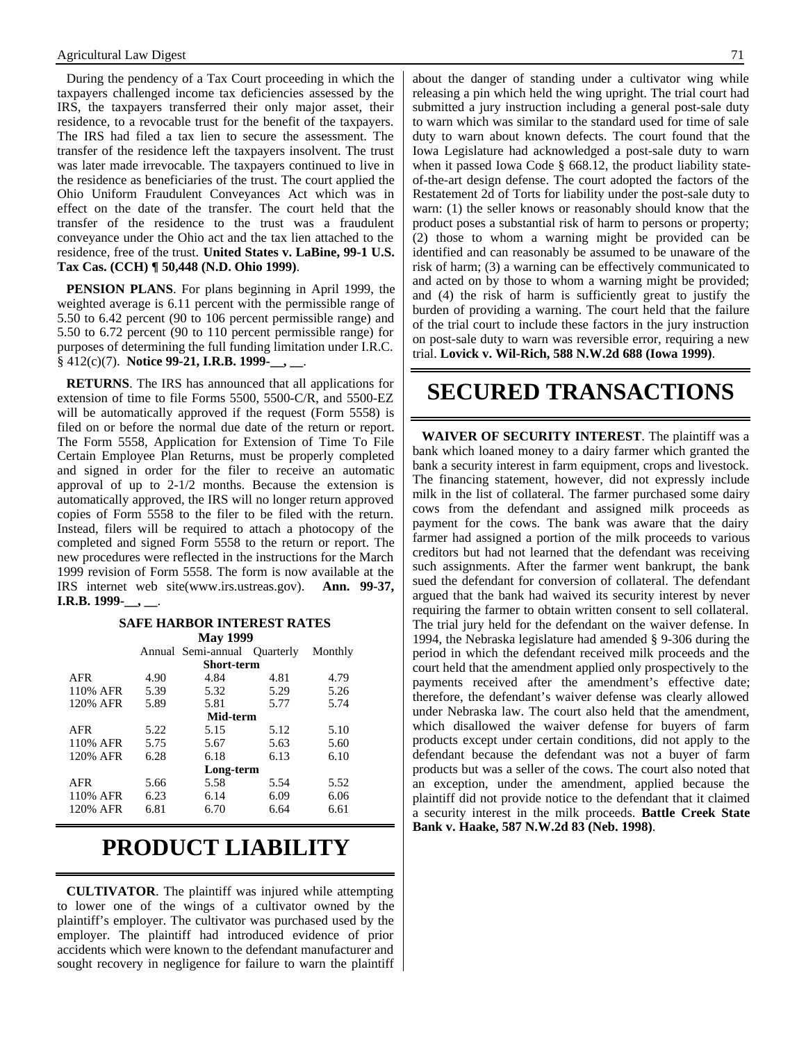During the pendency of a Tax Court proceeding in which the taxpayers challenged income tax deficiencies assessed by the IRS, the taxpayers transferred their only major asset, their residence, to a revocable trust for the benefit of the taxpayers. The IRS had filed a tax lien to secure the assessment. The transfer of the residence left the taxpayers insolvent. The trust was later made irrevocable. The taxpayers continued to live in the residence as beneficiaries of the trust. The court applied the Ohio Uniform Fraudulent Conveyances Act which was in effect on the date of the transfer. The court held that the transfer of the residence to the trust was a fraudulent conveyance under the Ohio act and the tax lien attached to the residence, free of the trust. **United States v. LaBine, 99-1 U.S. Tax Cas. (CCH) ¶ 50,448 (N.D. Ohio 1999)**.

**PENSION PLANS**. For plans beginning in April 1999, the weighted average is 6.11 percent with the permissible range of 5.50 to 6.42 percent (90 to 106 percent permissible range) and 5.50 to 6.72 percent (90 to 110 percent permissible range) for purposes of determining the full funding limitation under I.R.C. § 412(c)(7). **Notice 99-21, I.R.B. 1999-__, __**.

**RETURNS**. The IRS has announced that all applications for extension of time to file Forms 5500, 5500-C/R, and 5500-EZ will be automatically approved if the request (Form 5558) is filed on or before the normal due date of the return or report. The Form 5558, Application for Extension of Time To File Certain Employee Plan Returns, must be properly completed and signed in order for the filer to receive an automatic approval of up to 2-1/2 months. Because the extension is automatically approved, the IRS will no longer return approved copies of Form 5558 to the filer to be filed with the return. Instead, filers will be required to attach a photocopy of the completed and signed Form 5558 to the return or report. The new procedures were reflected in the instructions for the March 1999 revision of Form 5558. The form is now available at the IRS internet web site(www.irs.ustreas.gov). **Ann. 99-37, I.R.B. 1999-__, __**.

**SAFE HARBOR INTEREST RATES**
**May 1999**

| | Annual | Semi-annual | Quarterly | Monthly |
|---|---|---|---|---|
| | | **Short-term** | | |
| AFR | 4.90 | 4.84 | 4.81 | 4.79 |
| 110% AFR | 5.39 | 5.32 | 5.29 | 5.26 |
| 120% AFR | 5.89 | 5.81 | 5.77 | 5.74 |
| | | **Mid-term** | | |
| AFR | 5.22 | 5.15 | 5.12 | 5.10 |
| 110% AFR | 5.75 | 5.67 | 5.63 | 5.60 |
| 120% AFR | 6.28 | 6.18 | 6.13 | 6.10 |
| | | **Long-term** | | |
| AFR | 5.66 | 5.58 | 5.54 | 5.52 |
| 110% AFR | 6.23 | 6.14 | 6.09 | 6.06 |
| 120% AFR | 6.81 | 6.70 | 6.64 | 6.61 |

# PRODUCT LIABILITY

**CULTIVATOR**. The plaintiff was injured while attempting to lower one of the wings of a cultivator owned by the plaintiff's employer. The cultivator was purchased used by the employer. The plaintiff had introduced evidence of prior accidents which were known to the defendant manufacturer and sought recovery in negligence for failure to warn the plaintiff about the danger of standing under a cultivator wing while releasing a pin which held the wing upright. The trial court had submitted a jury instruction including a general post-sale duty to warn which was similar to the standard used for time of sale duty to warn about known defects. The court found that the Iowa Legislature had acknowledged a post-sale duty to warn when it passed Iowa Code § 668.12, the product liability state-of-the-art design defense. The court adopted the factors of the Restatement 2d of Torts for liability under the post-sale duty to warn: (1) the seller knows or reasonably should know that the product poses a substantial risk of harm to persons or property; (2) those to whom a warning might be provided can be identified and can reasonably be assumed to be unaware of the risk of harm; (3) a warning can be effectively communicated to and acted on by those to whom a warning might be provided; and (4) the risk of harm is sufficiently great to justify the burden of providing a warning. The court held that the failure of the trial court to include these factors in the jury instruction on post-sale duty to warn was reversible error, requiring a new trial. **Lovick v. Wil-Rich, 588 N.W.2d 688 (Iowa 1999)**.

# SECURED TRANSACTIONS

**WAIVER OF SECURITY INTEREST**. The plaintiff was a bank which loaned money to a dairy farmer which granted the bank a security interest in farm equipment, crops and livestock. The financing statement, however, did not expressly include milk in the list of collateral. The farmer purchased some dairy cows from the defendant and assigned milk proceeds as payment for the cows. The bank was aware that the dairy farmer had assigned a portion of the milk proceeds to various creditors but had not learned that the defendant was receiving such assignments. After the farmer went bankrupt, the bank sued the defendant for conversion of collateral. The defendant argued that the bank had waived its security interest by never requiring the farmer to obtain written consent to sell collateral. The trial jury held for the defendant on the waiver defense. In 1994, the Nebraska legislature had amended § 9-306 during the period in which the defendant received milk proceeds and the court held that the amendment applied only prospectively to the payments received after the amendment's effective date; therefore, the defendant's waiver defense was clearly allowed under Nebraska law. The court also held that the amendment, which disallowed the waiver defense for buyers of farm products except under certain conditions, did not apply to the defendant because the defendant was not a buyer of farm products but was a seller of the cows. The court also noted that an exception, under the amendment, applied because the plaintiff did not provide notice to the defendant that it claimed a security interest in the milk proceeds. **Battle Creek State Bank v. Haake, 587 N.W.2d 83 (Neb. 1998)**.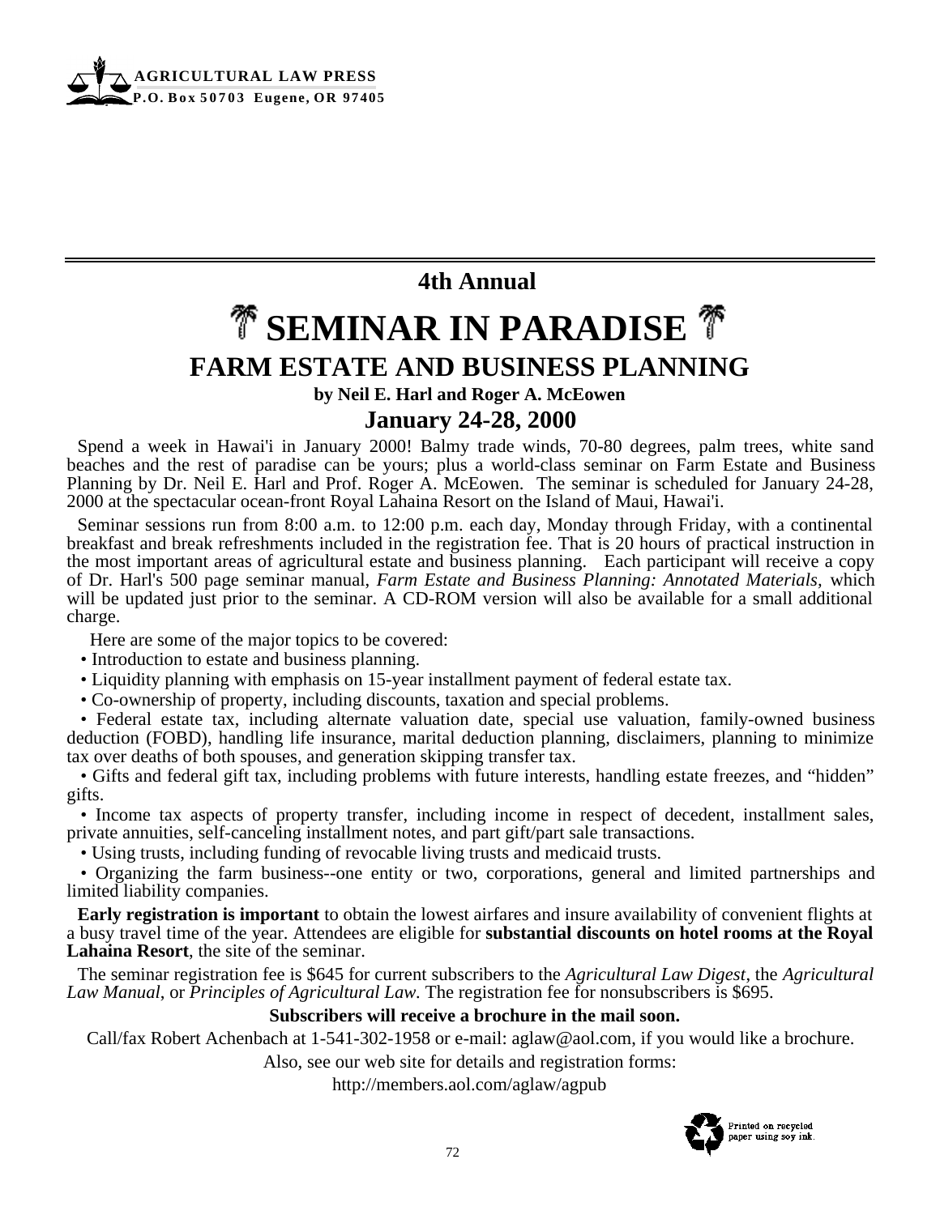**AGRICULTURAL LAW PRESS**
**P.O. Box 50703 Eugene, OR 97405**

## 4th Annual

# SEMINAR IN PARADISE

## FARM ESTATE AND BUSINESS PLANNING

**by Neil E. Harl and Roger A. McEowen**

## January 24-28, 2000

Spend a week in Hawai'i in January 2000! Balmy trade winds, 70-80 degrees, palm trees, white sand beaches and the rest of paradise can be yours; plus a world-class seminar on Farm Estate and Business Planning by Dr. Neil E. Harl and Prof. Roger A. McEowen. The seminar is scheduled for January 24-28, 2000 at the spectacular ocean-front Royal Lahaina Resort on the Island of Maui, Hawai'i.

Seminar sessions run from 8:00 a.m. to 12:00 p.m. each day, Monday through Friday, with a continental breakfast and break refreshments included in the registration fee. That is 20 hours of practical instruction in the most important areas of agricultural estate and business planning. Each participant will receive a copy of Dr. Harl's 500 page seminar manual, *Farm Estate and Business Planning: Annotated Materials*, which will be updated just prior to the seminar. A CD-ROM version will also be available for a small additional charge.

Here are some of the major topics to be covered:

- Introduction to estate and business planning.
- Liquidity planning with emphasis on 15-year installment payment of federal estate tax.
- Co-ownership of property, including discounts, taxation and special problems.
- Federal estate tax, including alternate valuation date, special use valuation, family-owned business deduction (FOBD), handling life insurance, marital deduction planning, disclaimers, planning to minimize tax over deaths of both spouses, and generation skipping transfer tax.
- Gifts and federal gift tax, including problems with future interests, handling estate freezes, and "hidden" gifts.
- Income tax aspects of property transfer, including income in respect of decedent, installment sales, private annuities, self-canceling installment notes, and part gift/part sale transactions.
- Using trusts, including funding of revocable living trusts and medicaid trusts.
- Organizing the farm business--one entity or two, corporations, general and limited partnerships and limited liability companies.

**Early registration is important** to obtain the lowest airfares and insure availability of convenient flights at a busy travel time of the year. Attendees are eligible for **substantial discounts on hotel rooms at the Royal Lahaina Resort**, the site of the seminar.

The seminar registration fee is $645 for current subscribers to the *Agricultural Law Digest*, the *Agricultural Law Manual*, or *Principles of Agricultural Law.* The registration fee for nonsubscribers is $695.

**Subscribers will receive a brochure in the mail soon.**

Call/fax Robert Achenbach at 1-541-302-1958 or e-mail: aglaw@aol.com, if you would like a brochure.

Also, see our web site for details and registration forms:

http://members.aol.com/aglaw/agpub

Printed on recycled paper using soy ink.